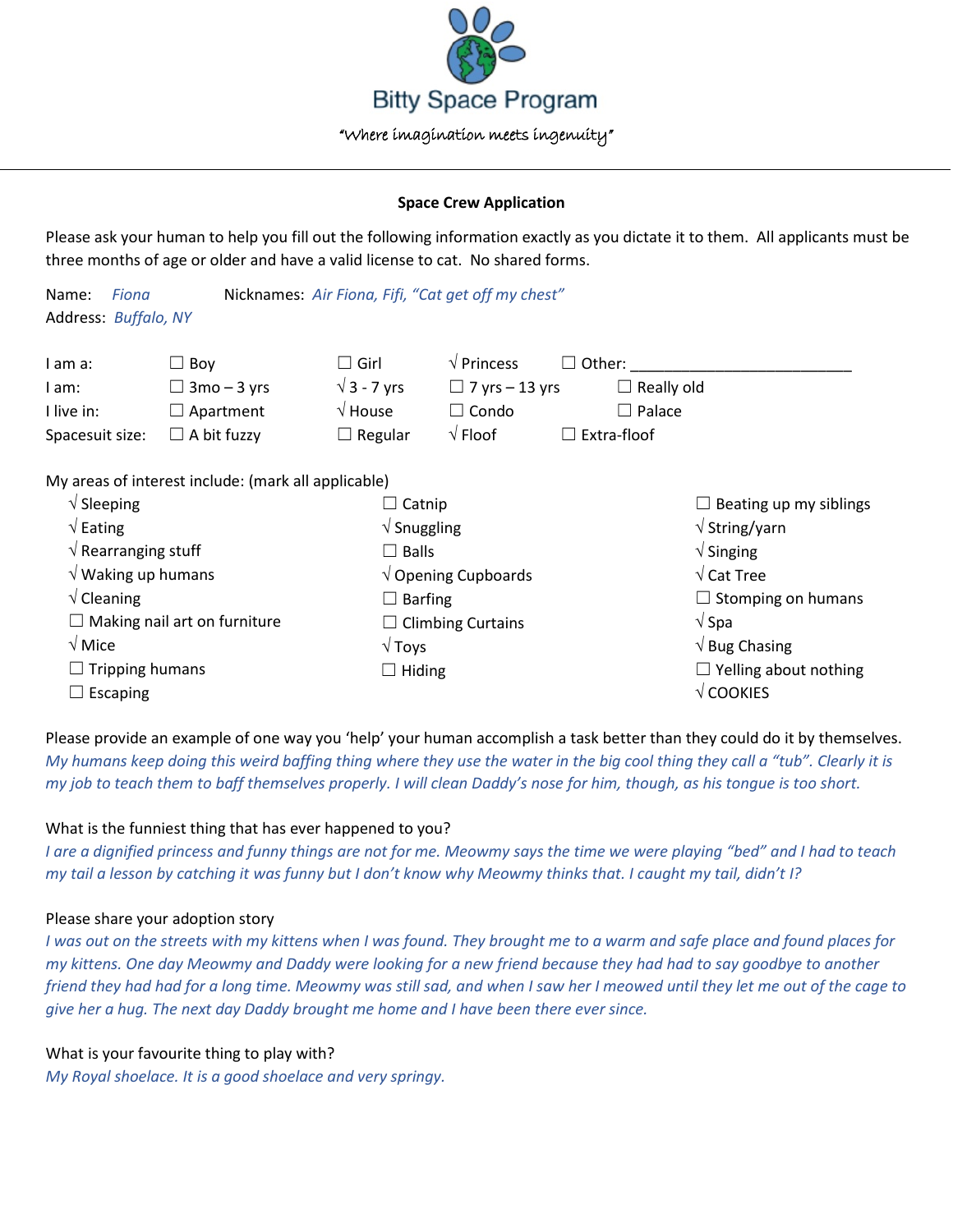# Bitty Space Program

*"Where imagination meets ingenuity"*

---

**Space Crew Application**

Please ask your human to help you fill out the following information exactly as you dictate it to them. All applicants must be three months of age or older and have a valid license to cat. No shared forms.

Name: *Fiona* Nicknames: *Air Fiona, Fifi, "Cat get off my chest"*
Address: *Buffalo, NY*

| | | | | | |
|---|---|---|---|---|---|
| I am a: | ☐ Boy | ☐ Girl | √ Princess | ☐ Other: ___________________________ | |
| I am: | ☐ 3mo – 3 yrs | √ 3 - 7 yrs | ☐ 7 yrs – 13 yrs | ☐ Really old | |
| I live in: | ☐ Apartment | √ House | ☐ Condo | ☐ Palace | |
| Spacesuit size: | ☐ A bit fuzzy | ☐ Regular | √ Floof | ☐ Extra-floof | |

My areas of interest include: (mark all applicable)

| | | |
|---|---|---|
| √ Sleeping | ☐ Catnip | ☐ Beating up my siblings |
| √ Eating | √ Snuggling | √ String/yarn |
| √ Rearranging stuff | ☐ Balls | √ Singing |
| √ Waking up humans | √ Opening Cupboards | √ Cat Tree |
| √ Cleaning | ☐ Barfing | ☐ Stomping on humans |
| ☐ Making nail art on furniture | ☐ Climbing Curtains | √ Spa |
| √ Mice | √ Toys | √ Bug Chasing |
| ☐ Tripping humans | ☐ Hiding | ☐ Yelling about nothing |
| ☐ Escaping | | √ COOKIES |

Please provide an example of one way you 'help' your human accomplish a task better than they could do it by themselves.
*My humans keep doing this weird baffing thing where they use the water in the big cool thing they call a "tub". Clearly it is my job to teach them to baff themselves properly. I will clean Daddy's nose for him, though, as his tongue is too short.*

What is the funniest thing that has ever happened to you?
*I are a dignified princess and funny things are not for me. Meowmy says the time we were playing "bed" and I had to teach my tail a lesson by catching it was funny but I don't know why Meowmy thinks that. I caught my tail, didn't I?*

Please share your adoption story
*I was out on the streets with my kittens when I was found. They brought me to a warm and safe place and found places for my kittens. One day Meowmy and Daddy were looking for a new friend because they had had to say goodbye to another friend they had had for a long time. Meowmy was still sad, and when I saw her I meowed until they let me out of the cage to give her a hug. The next day Daddy brought me home and I have been there ever since.*

What is your favourite thing to play with?
*My Royal shoelace. It is a good shoelace and very springy.*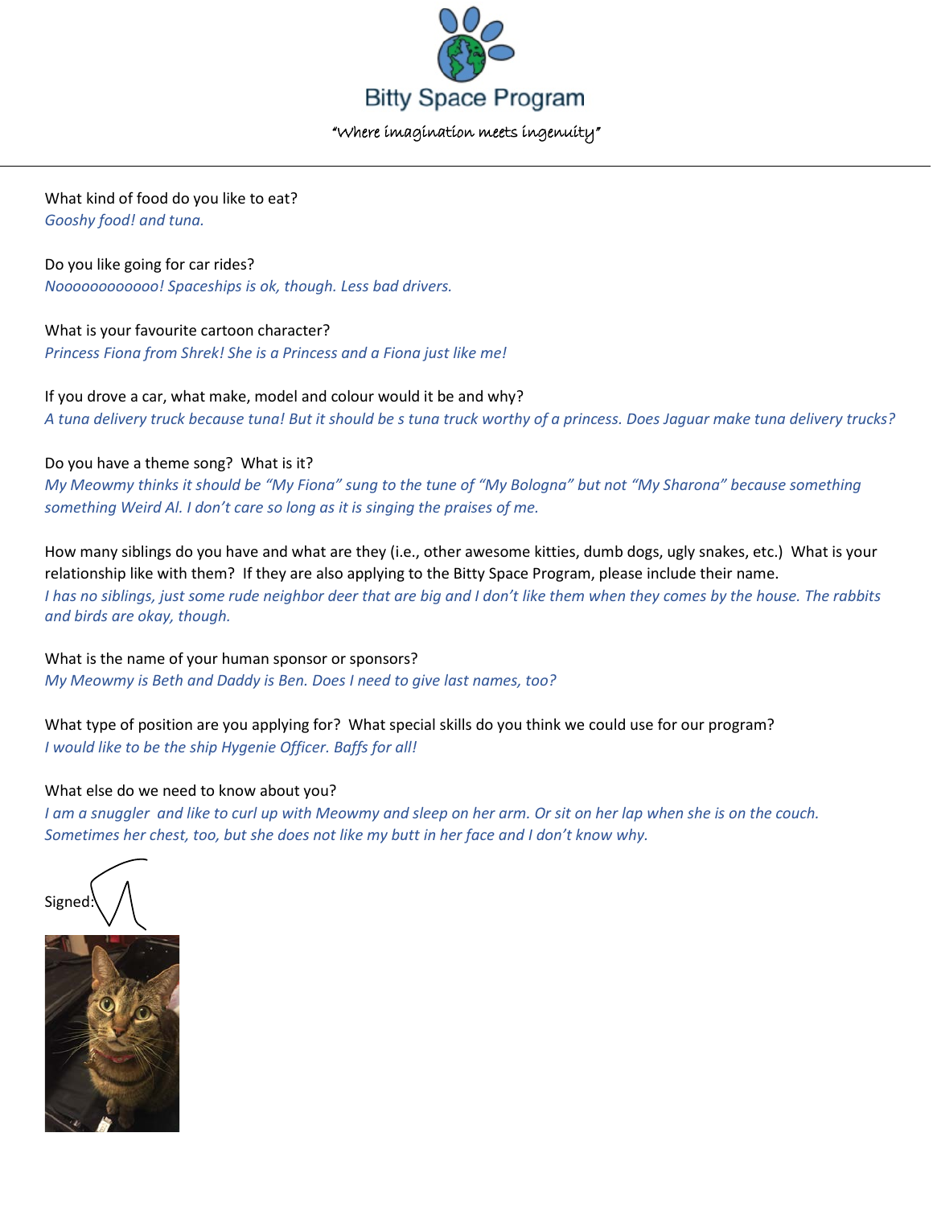Bitty Space Program

*"Where imagination meets ingenuity"*

---

What kind of food do you like to eat?
*Gooshy food! and tuna.*

Do you like going for car rides?
*Noooooooooooo! Spaceships is ok, though. Less bad drivers.*

What is your favourite cartoon character?
*Princess Fiona from Shrek! She is a Princess and a Fiona just like me!*

If you drove a car, what make, model and colour would it be and why?
*A tuna delivery truck because tuna! But it should be s tuna truck worthy of a princess. Does Jaguar make tuna delivery trucks?*

Do you have a theme song? What is it?
*My Meowmy thinks it should be "My Fiona" sung to the tune of "My Bologna" but not "My Sharona" because something something Weird Al. I don't care so long as it is singing the praises of me.*

How many siblings do you have and what are they (i.e., other awesome kitties, dumb dogs, ugly snakes, etc.) What is your relationship like with them? If they are also applying to the Bitty Space Program, please include their name.
*I has no siblings, just some rude neighbor deer that are big and I don't like them when they comes by the house. The rabbits and birds are okay, though.*

What is the name of your human sponsor or sponsors?
*My Meowmy is Beth and Daddy is Ben. Does I need to give last names, too?*

What type of position are you applying for? What special skills do you think we could use for our program?
*I would like to be the ship Hygenie Officer. Baffs for all!*

What else do we need to know about you?
*I am a snuggler and like to curl up with Meowmy and sleep on her arm. Or sit on her lap when she is on the couch. Sometimes her chest, too, but she does not like my butt in her face and I don't know why.*

Signed: